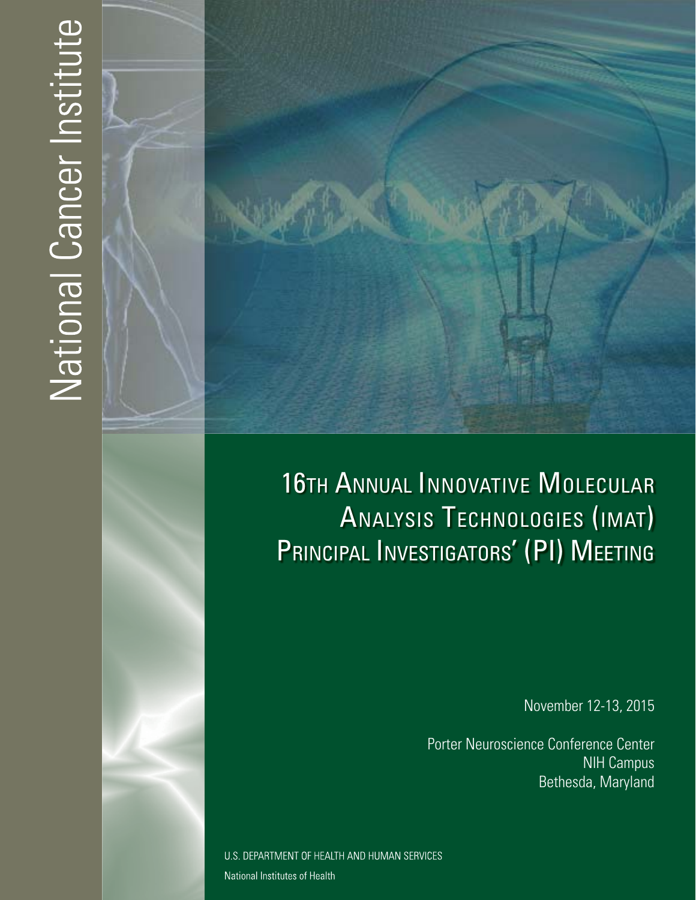National Cancer Institute

# 16th Annual Innovative Molecular Analysis Technologies (IMAT) Principal Investigators' (PI) Meeting

November 12-13, 2015

Porter Neuroscience Conference Center
NIH Campus
Bethesda, Maryland

U.S. DEPARTMENT OF HEALTH AND HUMAN SERVICES
National Institutes of Health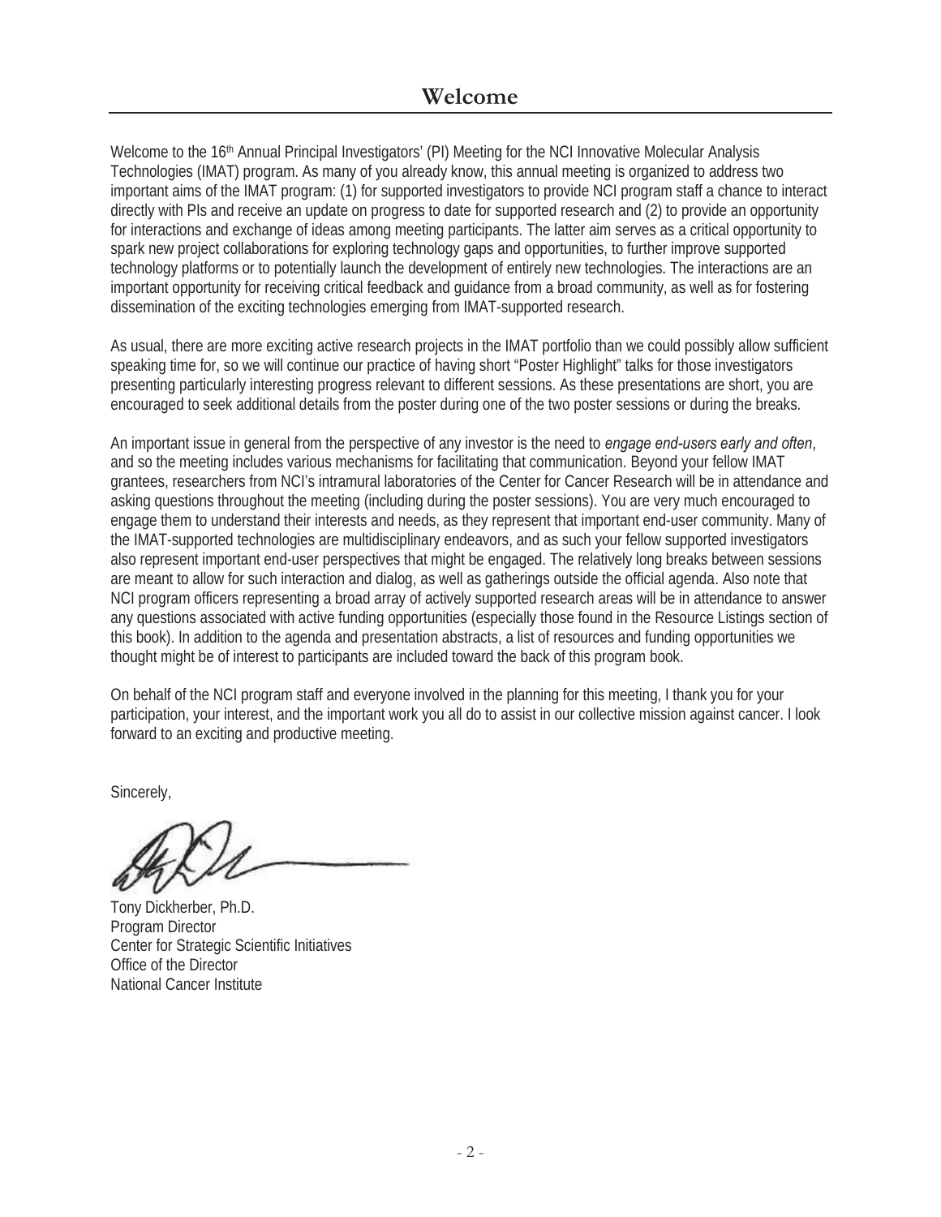# Welcome

Welcome to the 16th Annual Principal Investigators' (PI) Meeting for the NCI Innovative Molecular Analysis Technologies (IMAT) program. As many of you already know, this annual meeting is organized to address two important aims of the IMAT program: (1) for supported investigators to provide NCI program staff a chance to interact directly with PIs and receive an update on progress to date for supported research and (2) to provide an opportunity for interactions and exchange of ideas among meeting participants. The latter aim serves as a critical opportunity to spark new project collaborations for exploring technology gaps and opportunities, to further improve supported technology platforms or to potentially launch the development of entirely new technologies. The interactions are an important opportunity for receiving critical feedback and guidance from a broad community, as well as for fostering dissemination of the exciting technologies emerging from IMAT-supported research.

As usual, there are more exciting active research projects in the IMAT portfolio than we could possibly allow sufficient speaking time for, so we will continue our practice of having short "Poster Highlight" talks for those investigators presenting particularly interesting progress relevant to different sessions. As these presentations are short, you are encouraged to seek additional details from the poster during one of the two poster sessions or during the breaks.

An important issue in general from the perspective of any investor is the need to *engage end-users early and often*, and so the meeting includes various mechanisms for facilitating that communication. Beyond your fellow IMAT grantees, researchers from NCI's intramural laboratories of the Center for Cancer Research will be in attendance and asking questions throughout the meeting (including during the poster sessions). You are very much encouraged to engage them to understand their interests and needs, as they represent that important end-user community. Many of the IMAT-supported technologies are multidisciplinary endeavors, and as such your fellow supported investigators also represent important end-user perspectives that might be engaged. The relatively long breaks between sessions are meant to allow for such interaction and dialog, as well as gatherings outside the official agenda. Also note that NCI program officers representing a broad array of actively supported research areas will be in attendance to answer any questions associated with active funding opportunities (especially those found in the Resource Listings section of this book). In addition to the agenda and presentation abstracts, a list of resources and funding opportunities we thought might be of interest to participants are included toward the back of this program book.

On behalf of the NCI program staff and everyone involved in the planning for this meeting, I thank you for your participation, your interest, and the important work you all do to assist in our collective mission against cancer. I look forward to an exciting and productive meeting.

Sincerely,

Tony Dickherber, Ph.D.
Program Director
Center for Strategic Scientific Initiatives
Office of the Director
National Cancer Institute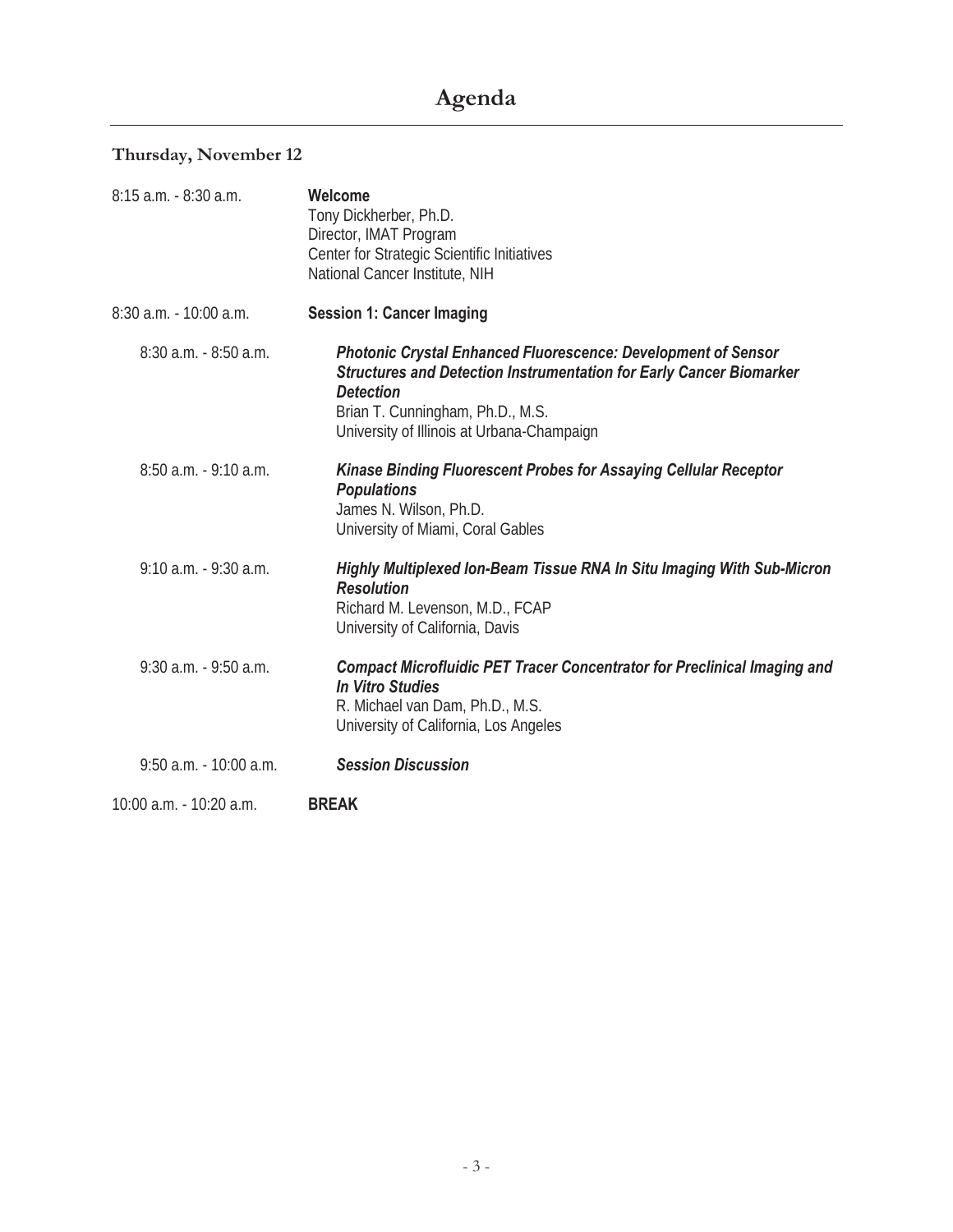# Agenda

## Thursday, November 12

8:15 a.m. - 8:30 a.m.

**Welcome**
Tony Dickherber, Ph.D.
Director, IMAT Program
Center for Strategic Scientific Initiatives
National Cancer Institute, NIH

8:30 a.m. - 10:00 a.m.

**Session 1: Cancer Imaging**

8:30 a.m. - 8:50 a.m.

***Photonic Crystal Enhanced Fluorescence: Development of Sensor Structures and Detection Instrumentation for Early Cancer Biomarker Detection***
Brian T. Cunningham, Ph.D., M.S.
University of Illinois at Urbana-Champaign

8:50 a.m. - 9:10 a.m.

***Kinase Binding Fluorescent Probes for Assaying Cellular Receptor Populations***
James N. Wilson, Ph.D.
University of Miami, Coral Gables

9:10 a.m. - 9:30 a.m.

***Highly Multiplexed Ion-Beam Tissue RNA In Situ Imaging With Sub-Micron Resolution***
Richard M. Levenson, M.D., FCAP
University of California, Davis

9:30 a.m. - 9:50 a.m.

***Compact Microfluidic PET Tracer Concentrator for Preclinical Imaging and In Vitro Studies***
R. Michael van Dam, Ph.D., M.S.
University of California, Los Angeles

9:50 a.m. - 10:00 a.m.

***Session Discussion***

10:00 a.m. - 10:20 a.m.

**BREAK**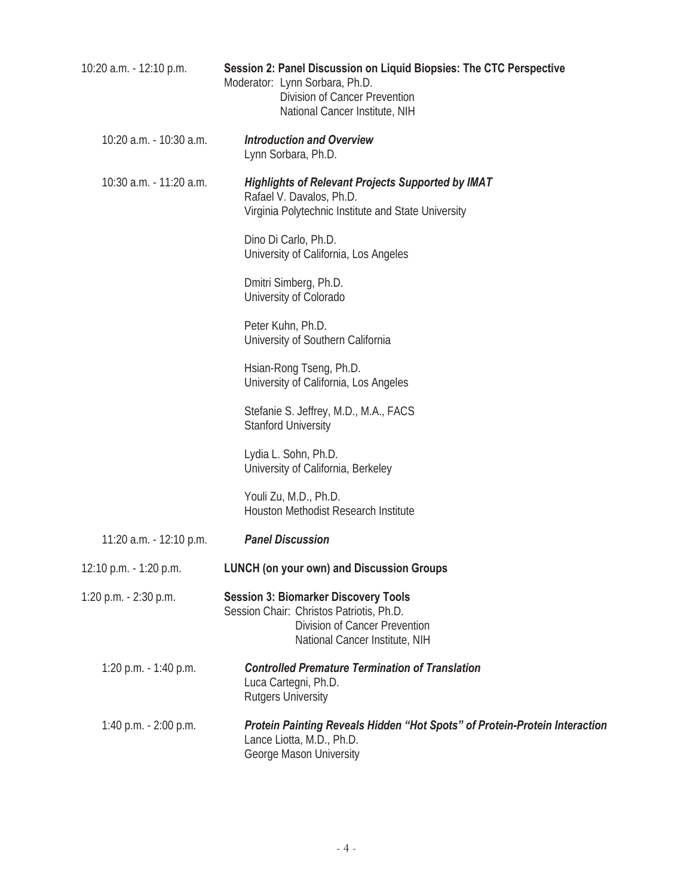| | |
|---|---|
| 10:20 a.m. - 12:10 p.m. | **Session 2: Panel Discussion on Liquid Biopsies: The CTC Perspective**<br>Moderator: Lynn Sorbara, Ph.D.<br>Division of Cancer Prevention<br>National Cancer Institute, NIH |
| 10:20 a.m. - 10:30 a.m. | ***Introduction and Overview***<br>Lynn Sorbara, Ph.D. |
| 10:30 a.m. - 11:20 a.m. | ***Highlights of Relevant Projects Supported by IMAT***<br>Rafael V. Davalos, Ph.D.<br>Virginia Polytechnic Institute and State University<br><br>Dino Di Carlo, Ph.D.<br>University of California, Los Angeles<br><br>Dmitri Simberg, Ph.D.<br>University of Colorado<br><br>Peter Kuhn, Ph.D.<br>University of Southern California<br><br>Hsian-Rong Tseng, Ph.D.<br>University of California, Los Angeles<br><br>Stefanie S. Jeffrey, M.D., M.A., FACS<br>Stanford University<br><br>Lydia L. Sohn, Ph.D.<br>University of California, Berkeley<br><br>Youli Zu, M.D., Ph.D.<br>Houston Methodist Research Institute |
| 11:20 a.m. - 12:10 p.m. | ***Panel Discussion*** |
| 12:10 p.m. - 1:20 p.m. | **LUNCH (on your own) and Discussion Groups** |
| 1:20 p.m. - 2:30 p.m. | **Session 3: Biomarker Discovery Tools**<br>Session Chair: Christos Patriotis, Ph.D.<br>Division of Cancer Prevention<br>National Cancer Institute, NIH |
| 1:20 p.m. - 1:40 p.m. | ***Controlled Premature Termination of Translation***<br>Luca Cartegni, Ph.D.<br>Rutgers University |
| 1:40 p.m. - 2:00 p.m. | ***Protein Painting Reveals Hidden "Hot Spots" of Protein-Protein Interaction***<br>Lance Liotta, M.D., Ph.D.<br>George Mason University |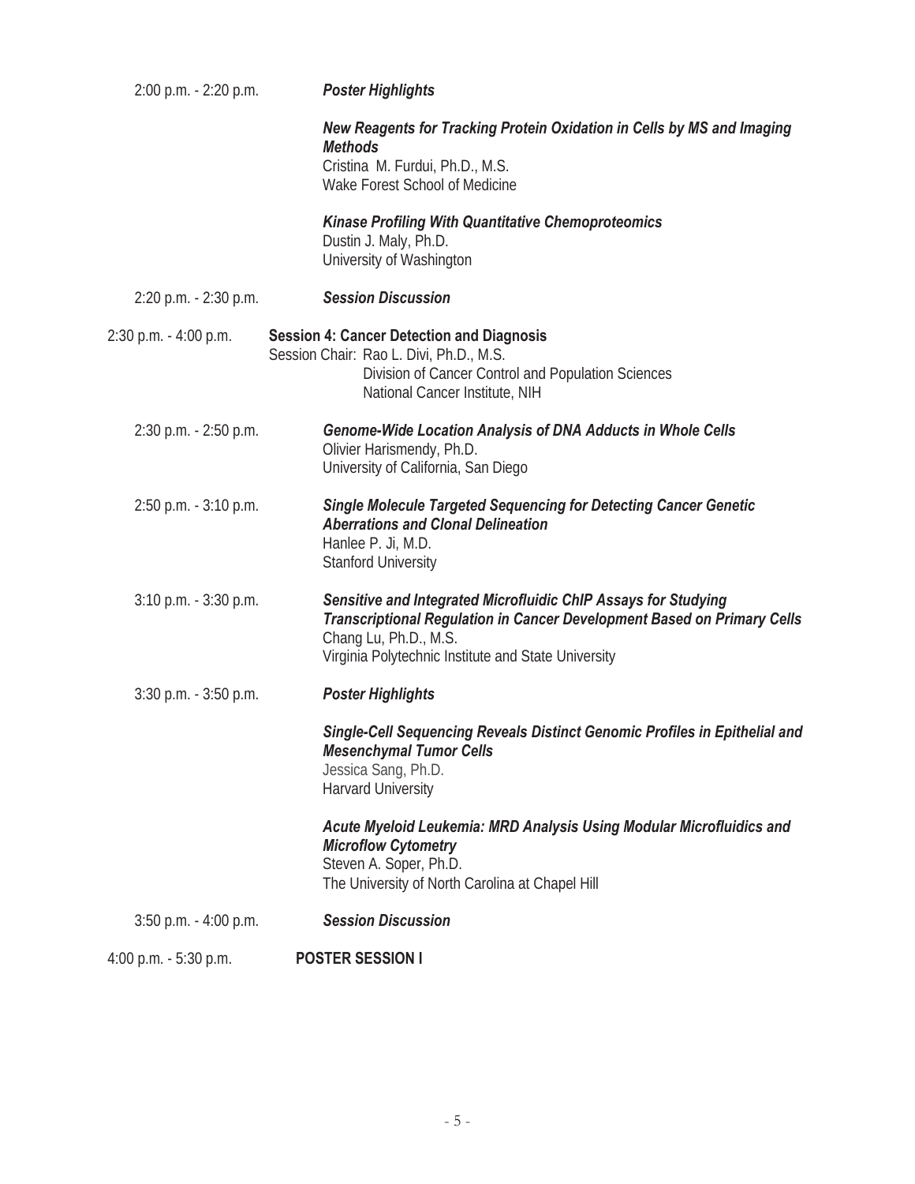2:00 p.m. - 2:20 p.m. ***Poster Highlights***

***New Reagents for Tracking Protein Oxidation in Cells by MS and Imaging Methods***
Cristina M. Furdui, Ph.D., M.S.
Wake Forest School of Medicine

***Kinase Profiling With Quantitative Chemoproteomics***
Dustin J. Maly, Ph.D.
University of Washington

2:20 p.m. - 2:30 p.m. ***Session Discussion***

2:30 p.m. - 4:00 p.m. **Session 4: Cancer Detection and Diagnosis**
Session Chair: Rao L. Divi, Ph.D., M.S.
Division of Cancer Control and Population Sciences
National Cancer Institute, NIH

2:30 p.m. - 2:50 p.m. ***Genome-Wide Location Analysis of DNA Adducts in Whole Cells***
Olivier Harismendy, Ph.D.
University of California, San Diego

2:50 p.m. - 3:10 p.m. ***Single Molecule Targeted Sequencing for Detecting Cancer Genetic Aberrations and Clonal Delineation***
Hanlee P. Ji, M.D.
Stanford University

3:10 p.m. - 3:30 p.m. ***Sensitive and Integrated Microfluidic ChIP Assays for Studying Transcriptional Regulation in Cancer Development Based on Primary Cells***
Chang Lu, Ph.D., M.S.
Virginia Polytechnic Institute and State University

3:30 p.m. - 3:50 p.m. ***Poster Highlights***

***Single-Cell Sequencing Reveals Distinct Genomic Profiles in Epithelial and Mesenchymal Tumor Cells***
Jessica Sang, Ph.D.
Harvard University

***Acute Myeloid Leukemia: MRD Analysis Using Modular Microfluidics and Microflow Cytometry***
Steven A. Soper, Ph.D.
The University of North Carolina at Chapel Hill

3:50 p.m. - 4:00 p.m. ***Session Discussion***

4:00 p.m. - 5:30 p.m. **POSTER SESSION I**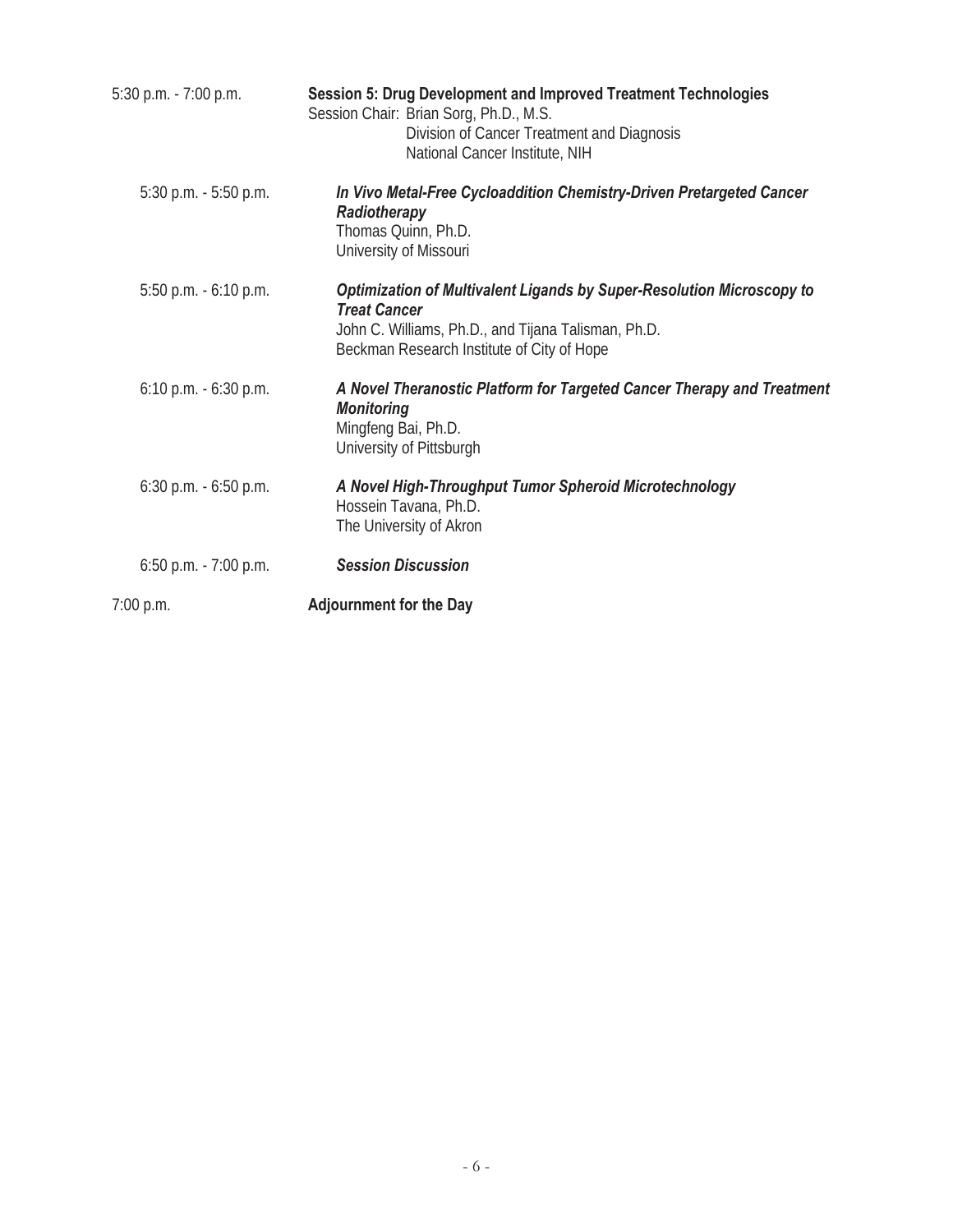5:30 p.m. - 7:00 p.m. **Session 5: Drug Development and Improved Treatment Technologies**
Session Chair: Brian Sorg, Ph.D., M.S.
Division of Cancer Treatment and Diagnosis
National Cancer Institute, NIH

5:30 p.m. - 5:50 p.m. ***In Vivo Metal-Free Cycloaddition Chemistry-Driven Pretargeted Cancer Radiotherapy***
Thomas Quinn, Ph.D.
University of Missouri

5:50 p.m. - 6:10 p.m. ***Optimization of Multivalent Ligands by Super-Resolution Microscopy to Treat Cancer***
John C. Williams, Ph.D., and Tijana Talisman, Ph.D.
Beckman Research Institute of City of Hope

6:10 p.m. - 6:30 p.m. ***A Novel Theranostic Platform for Targeted Cancer Therapy and Treatment Monitoring***
Mingfeng Bai, Ph.D.
University of Pittsburgh

6:30 p.m. - 6:50 p.m. ***A Novel High-Throughput Tumor Spheroid Microtechnology***
Hossein Tavana, Ph.D.
The University of Akron

6:50 p.m. - 7:00 p.m. ***Session Discussion***

7:00 p.m. **Adjournment for the Day**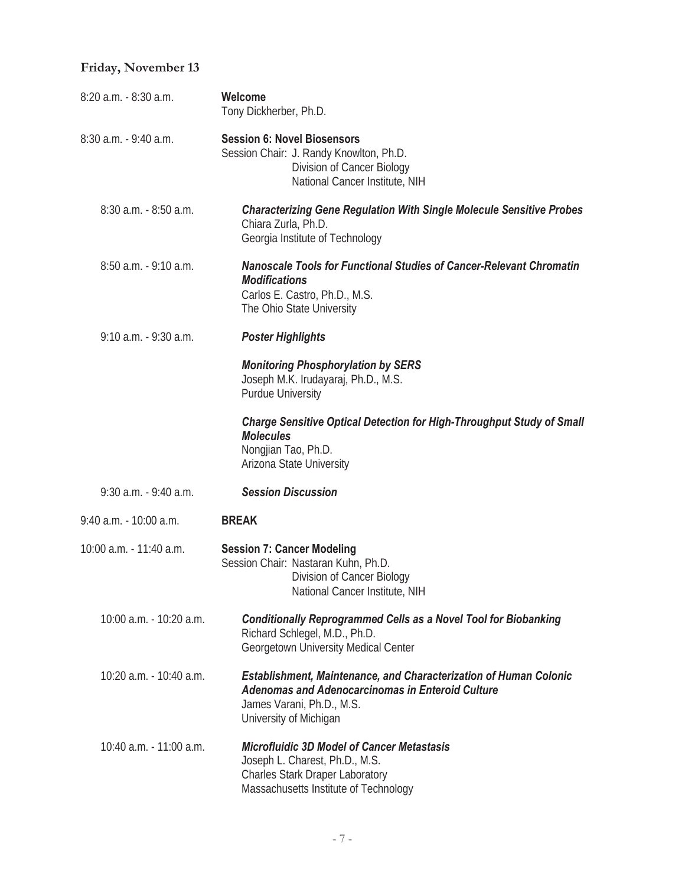## Friday, November 13

8:20 a.m. - 8:30 a.m. **Welcome**
Tony Dickherber, Ph.D.

8:30 a.m. - 9:40 a.m. **Session 6: Novel Biosensors**
Session Chair: J. Randy Knowlton, Ph.D.
Division of Cancer Biology
National Cancer Institute, NIH

8:30 a.m. - 8:50 a.m. ***Characterizing Gene Regulation With Single Molecule Sensitive Probes***
Chiara Zurla, Ph.D.
Georgia Institute of Technology

8:50 a.m. - 9:10 a.m. ***Nanoscale Tools for Functional Studies of Cancer-Relevant Chromatin Modifications***
Carlos E. Castro, Ph.D., M.S.
The Ohio State University

9:10 a.m. - 9:30 a.m. ***Poster Highlights***

***Monitoring Phosphorylation by SERS***
Joseph M.K. Irudayaraj, Ph.D., M.S.
Purdue University

***Charge Sensitive Optical Detection for High-Throughput Study of Small Molecules***
Nongjian Tao, Ph.D.
Arizona State University

9:30 a.m. - 9:40 a.m. ***Session Discussion***

9:40 a.m. - 10:00 a.m. **BREAK**

10:00 a.m. - 11:40 a.m. **Session 7: Cancer Modeling**
Session Chair: Nastaran Kuhn, Ph.D.
Division of Cancer Biology
National Cancer Institute, NIH

10:00 a.m. - 10:20 a.m. ***Conditionally Reprogrammed Cells as a Novel Tool for Biobanking***
Richard Schlegel, M.D., Ph.D.
Georgetown University Medical Center

10:20 a.m. - 10:40 a.m. ***Establishment, Maintenance, and Characterization of Human Colonic Adenomas and Adenocarcinomas in Enteroid Culture***
James Varani, Ph.D., M.S.
University of Michigan

10:40 a.m. - 11:00 a.m. ***Microfluidic 3D Model of Cancer Metastasis***
Joseph L. Charest, Ph.D., M.S.
Charles Stark Draper Laboratory
Massachusetts Institute of Technology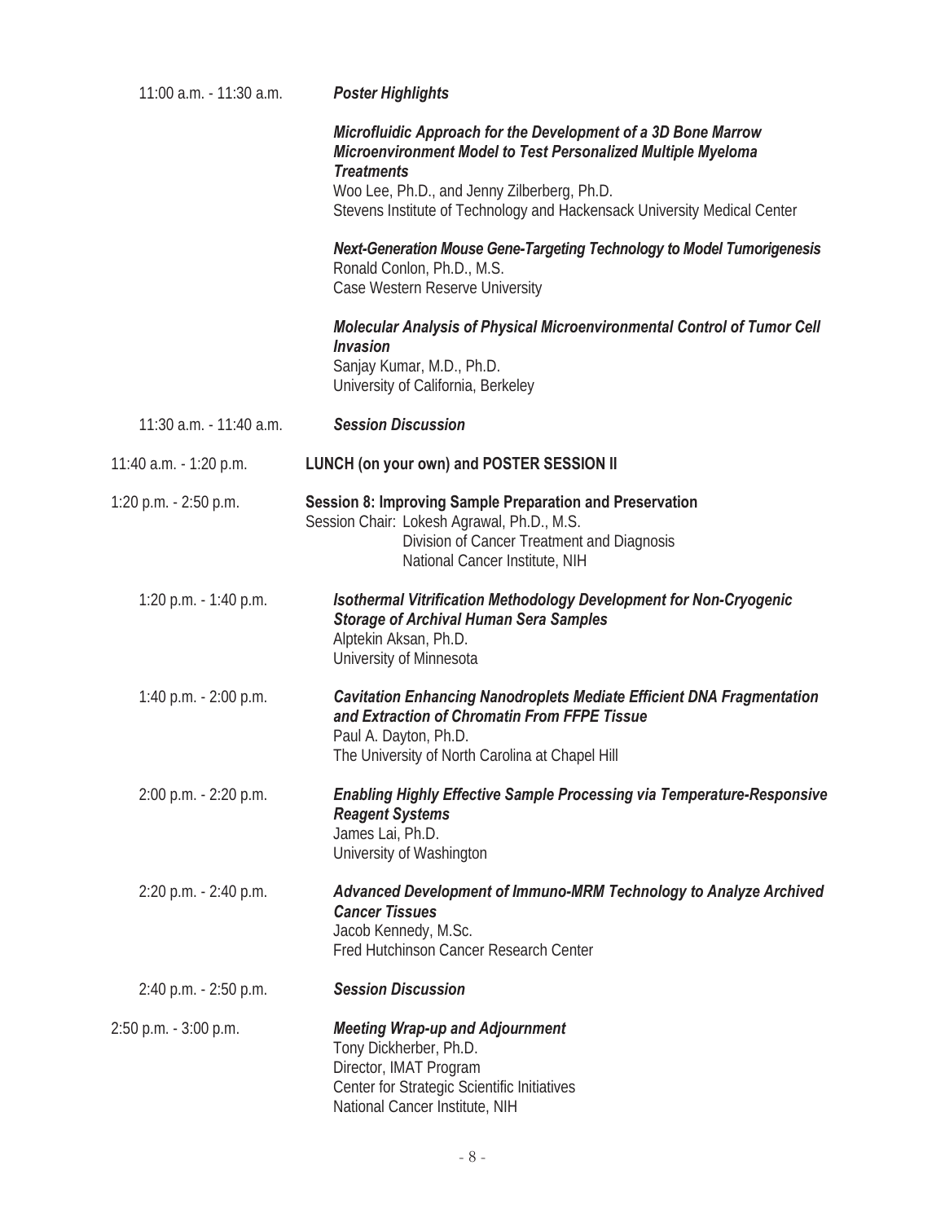11:00 a.m. - 11:30 a.m. ***Poster Highlights***

***Microfluidic Approach for the Development of a 3D Bone Marrow Microenvironment Model to Test Personalized Multiple Myeloma Treatments***
Woo Lee, Ph.D., and Jenny Zilberberg, Ph.D.
Stevens Institute of Technology and Hackensack University Medical Center

***Next-Generation Mouse Gene-Targeting Technology to Model Tumorigenesis***
Ronald Conlon, Ph.D., M.S.
Case Western Reserve University

***Molecular Analysis of Physical Microenvironmental Control of Tumor Cell Invasion***
Sanjay Kumar, M.D., Ph.D.
University of California, Berkeley

11:30 a.m. - 11:40 a.m. ***Session Discussion***

11:40 a.m. - 1:20 p.m. **LUNCH (on your own) and POSTER SESSION II**

1:20 p.m. - 2:50 p.m. **Session 8: Improving Sample Preparation and Preservation**
Session Chair: Lokesh Agrawal, Ph.D., M.S.
Division of Cancer Treatment and Diagnosis
National Cancer Institute, NIH

1:20 p.m. - 1:40 p.m. ***Isothermal Vitrification Methodology Development for Non-Cryogenic Storage of Archival Human Sera Samples***
Alptekin Aksan, Ph.D.
University of Minnesota

1:40 p.m. - 2:00 p.m. ***Cavitation Enhancing Nanodroplets Mediate Efficient DNA Fragmentation and Extraction of Chromatin From FFPE Tissue***
Paul A. Dayton, Ph.D.
The University of North Carolina at Chapel Hill

2:00 p.m. - 2:20 p.m. ***Enabling Highly Effective Sample Processing via Temperature-Responsive Reagent Systems***
James Lai, Ph.D.
University of Washington

2:20 p.m. - 2:40 p.m. ***Advanced Development of Immuno-MRM Technology to Analyze Archived Cancer Tissues***
Jacob Kennedy, M.Sc.
Fred Hutchinson Cancer Research Center

2:40 p.m. - 2:50 p.m. ***Session Discussion***

2:50 p.m. - 3:00 p.m. ***Meeting Wrap-up and Adjournment***
Tony Dickherber, Ph.D.
Director, IMAT Program
Center for Strategic Scientific Initiatives
National Cancer Institute, NIH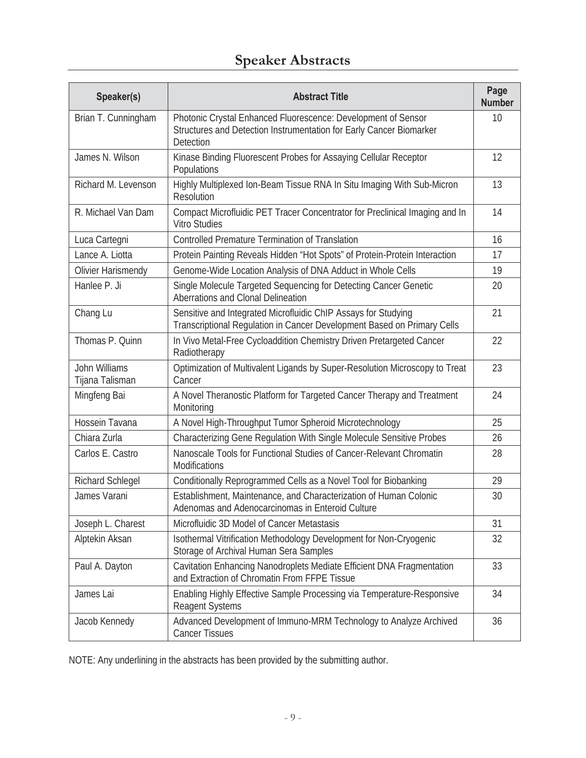# Speaker Abstracts

| Speaker(s) | Abstract Title | Page Number |
|---|---|---|
| Brian T. Cunningham | Photonic Crystal Enhanced Fluorescence: Development of Sensor Structures and Detection Instrumentation for Early Cancer Biomarker Detection | 10 |
| James N. Wilson | Kinase Binding Fluorescent Probes for Assaying Cellular Receptor Populations | 12 |
| Richard M. Levenson | Highly Multiplexed Ion-Beam Tissue RNA In Situ Imaging With Sub-Micron Resolution | 13 |
| R. Michael Van Dam | Compact Microfluidic PET Tracer Concentrator for Preclinical Imaging and In Vitro Studies | 14 |
| Luca Cartegni | Controlled Premature Termination of Translation | 16 |
| Lance A. Liotta | Protein Painting Reveals Hidden "Hot Spots" of Protein-Protein Interaction | 17 |
| Olivier Harismendy | Genome-Wide Location Analysis of DNA Adduct in Whole Cells | 19 |
| Hanlee P. Ji | Single Molecule Targeted Sequencing for Detecting Cancer Genetic Aberrations and Clonal Delineation | 20 |
| Chang Lu | Sensitive and Integrated Microfluidic ChIP Assays for Studying Transcriptional Regulation in Cancer Development Based on Primary Cells | 21 |
| Thomas P. Quinn | In Vivo Metal-Free Cycloaddition Chemistry Driven Pretargeted Cancer Radiotherapy | 22 |
| John Williams<br>Tijana Talisman | Optimization of Multivalent Ligands by Super-Resolution Microscopy to Treat Cancer | 23 |
| Mingfeng Bai | A Novel Theranostic Platform for Targeted Cancer Therapy and Treatment Monitoring | 24 |
| Hossein Tavana | A Novel High-Throughput Tumor Spheroid Microtechnology | 25 |
| Chiara Zurla | Characterizing Gene Regulation With Single Molecule Sensitive Probes | 26 |
| Carlos E. Castro | Nanoscale Tools for Functional Studies of Cancer-Relevant Chromatin Modifications | 28 |
| Richard Schlegel | Conditionally Reprogrammed Cells as a Novel Tool for Biobanking | 29 |
| James Varani | Establishment, Maintenance, and Characterization of Human Colonic Adenomas and Adenocarcinomas in Enteroid Culture | 30 |
| Joseph L. Charest | Microfluidic 3D Model of Cancer Metastasis | 31 |
| Alptekin Aksan | Isothermal Vitrification Methodology Development for Non-Cryogenic Storage of Archival Human Sera Samples | 32 |
| Paul A. Dayton | Cavitation Enhancing Nanodroplets Mediate Efficient DNA Fragmentation and Extraction of Chromatin From FFPE Tissue | 33 |
| James Lai | Enabling Highly Effective Sample Processing via Temperature-Responsive Reagent Systems | 34 |
| Jacob Kennedy | Advanced Development of Immuno-MRM Technology to Analyze Archived Cancer Tissues | 36 |

NOTE: Any underlining in the abstracts has been provided by the submitting author.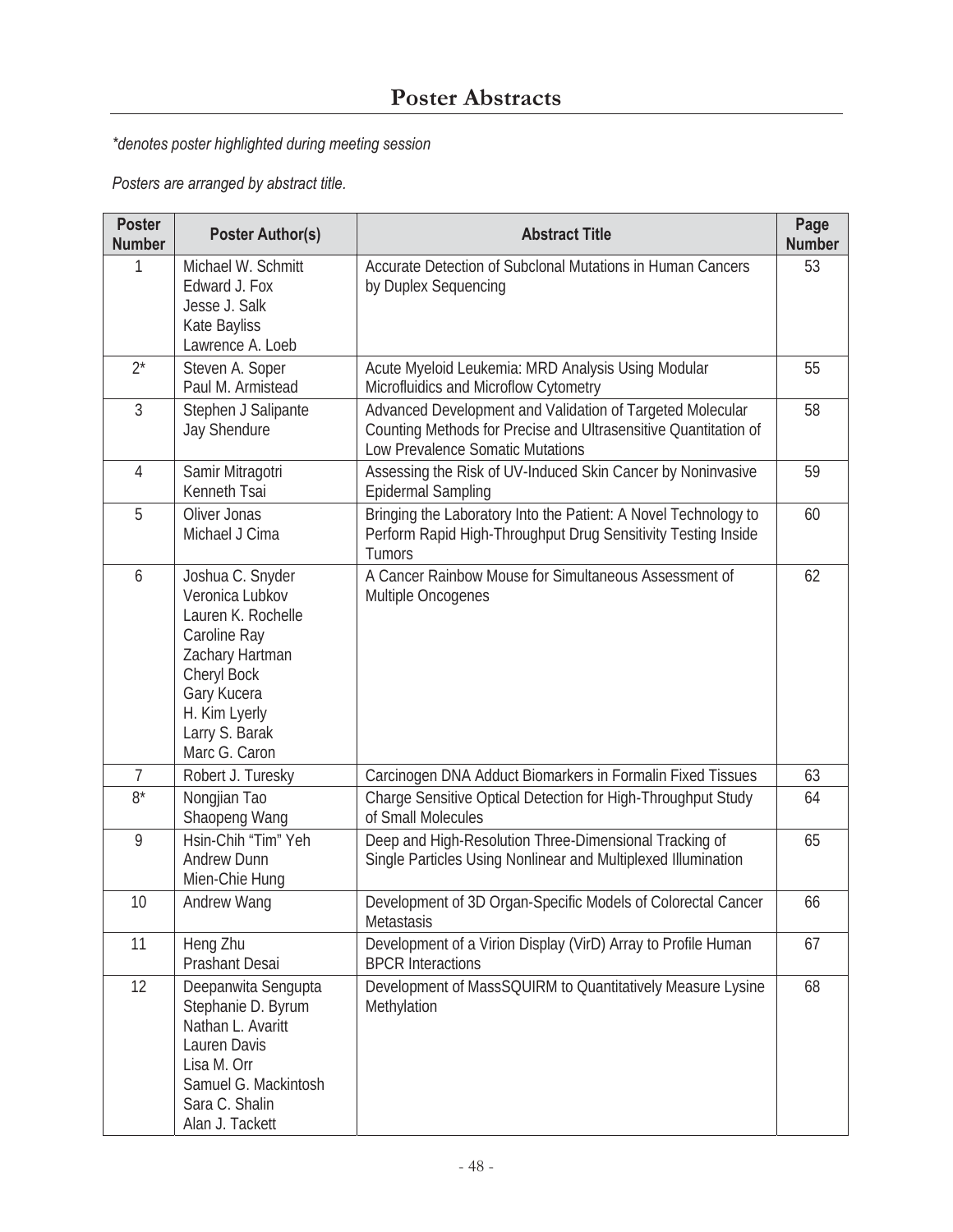# Poster Abstracts

*\*denotes poster highlighted during meeting session*

*Posters are arranged by abstract title.*

| Poster Number | Poster Author(s) | Abstract Title | Page Number |
|---|---|---|---|
| 1 | Michael W. Schmitt<br>Edward J. Fox<br>Jesse J. Salk<br>Kate Bayliss<br>Lawrence A. Loeb | Accurate Detection of Subclonal Mutations in Human Cancers by Duplex Sequencing | 53 |
| 2* | Steven A. Soper<br>Paul M. Armistead | Acute Myeloid Leukemia: MRD Analysis Using Modular Microfluidics and Microflow Cytometry | 55 |
| 3 | Stephen J Salipante<br>Jay Shendure | Advanced Development and Validation of Targeted Molecular Counting Methods for Precise and Ultrasensitive Quantitation of Low Prevalence Somatic Mutations | 58 |
| 4 | Samir Mitragotri<br>Kenneth Tsai | Assessing the Risk of UV-Induced Skin Cancer by Noninvasive Epidermal Sampling | 59 |
| 5 | Oliver Jonas<br>Michael J Cima | Bringing the Laboratory Into the Patient: A Novel Technology to Perform Rapid High-Throughput Drug Sensitivity Testing Inside Tumors | 60 |
| 6 | Joshua C. Snyder<br>Veronica Lubkov<br>Lauren K. Rochelle<br>Caroline Ray<br>Zachary Hartman<br>Cheryl Bock<br>Gary Kucera<br>H. Kim Lyerly<br>Larry S. Barak<br>Marc G. Caron | A Cancer Rainbow Mouse for Simultaneous Assessment of Multiple Oncogenes | 62 |
| 7 | Robert J. Turesky | Carcinogen DNA Adduct Biomarkers in Formalin Fixed Tissues | 63 |
| 8* | Nongjian Tao<br>Shaopeng Wang | Charge Sensitive Optical Detection for High-Throughput Study of Small Molecules | 64 |
| 9 | Hsin-Chih "Tim" Yeh<br>Andrew Dunn<br>Mien-Chie Hung | Deep and High-Resolution Three-Dimensional Tracking of Single Particles Using Nonlinear and Multiplexed Illumination | 65 |
| 10 | Andrew Wang | Development of 3D Organ-Specific Models of Colorectal Cancer Metastasis | 66 |
| 11 | Heng Zhu<br>Prashant Desai | Development of a Virion Display (VirD) Array to Profile Human BPCR Interactions | 67 |
| 12 | Deepanwita Sengupta<br>Stephanie D. Byrum<br>Nathan L. Avaritt<br>Lauren Davis<br>Lisa M. Orr<br>Samuel G. Mackintosh<br>Sara C. Shalin<br>Alan J. Tackett | Development of MassSQUIRM to Quantitatively Measure Lysine Methylation | 68 |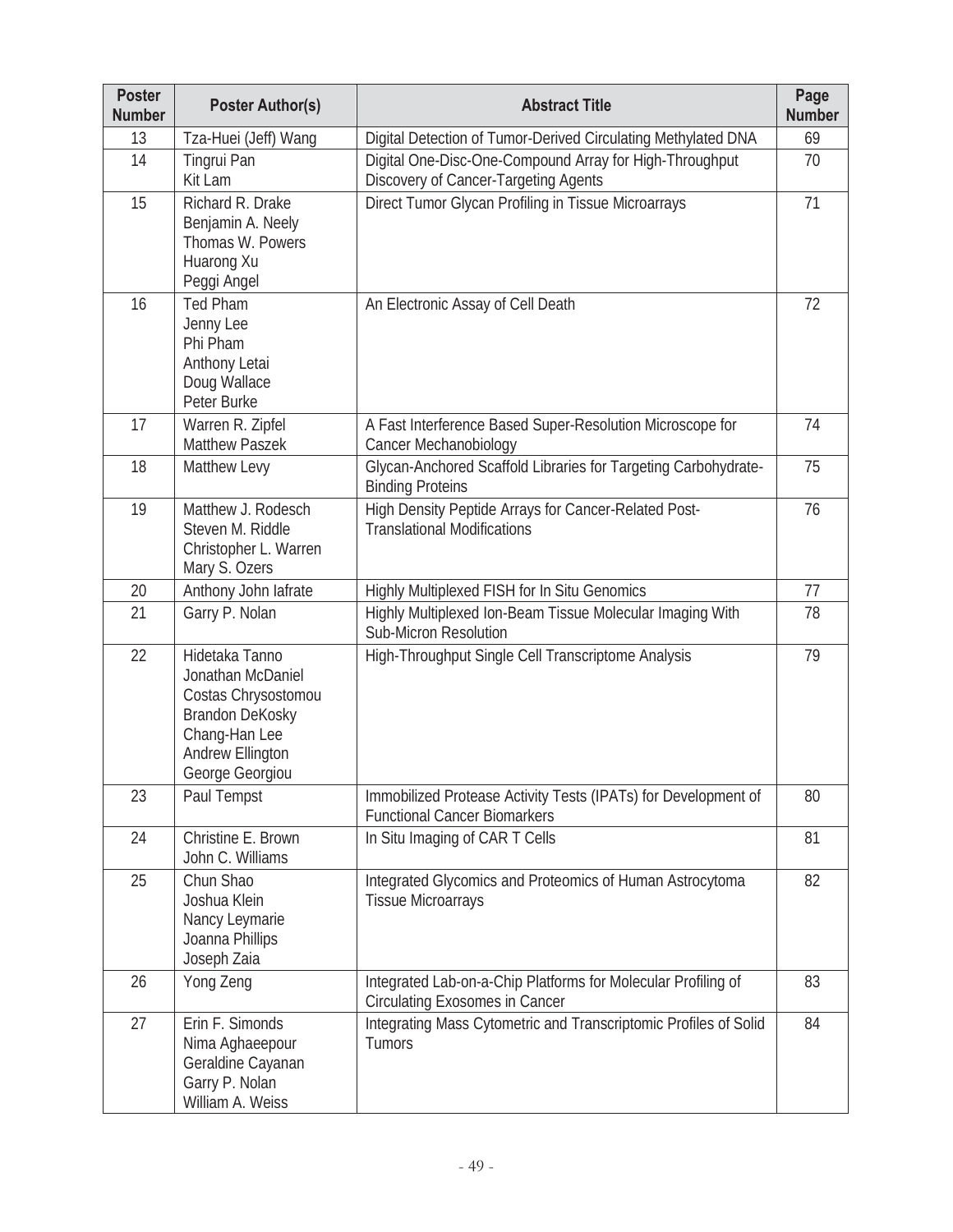| Poster Number | Poster Author(s) | Abstract Title | Page Number |
|---|---|---|---|
| 13 | Tza-Huei (Jeff) Wang | Digital Detection of Tumor-Derived Circulating Methylated DNA | 69 |
| 14 | Tingrui Pan<br>Kit Lam | Digital One-Disc-One-Compound Array for High-Throughput Discovery of Cancer-Targeting Agents | 70 |
| 15 | Richard R. Drake<br>Benjamin A. Neely<br>Thomas W. Powers<br>Huarong Xu<br>Peggi Angel | Direct Tumor Glycan Profiling in Tissue Microarrays | 71 |
| 16 | Ted Pham<br>Jenny Lee<br>Phi Pham<br>Anthony Letai<br>Doug Wallace<br>Peter Burke | An Electronic Assay of Cell Death | 72 |
| 17 | Warren R. Zipfel<br>Matthew Paszek | A Fast Interference Based Super-Resolution Microscope for Cancer Mechanobiology | 74 |
| 18 | Matthew Levy | Glycan-Anchored Scaffold Libraries for Targeting Carbohydrate-Binding Proteins | 75 |
| 19 | Matthew J. Rodesch<br>Steven M. Riddle<br>Christopher L. Warren<br>Mary S. Ozers | High Density Peptide Arrays for Cancer-Related Post-Translational Modifications | 76 |
| 20 | Anthony John Iafrate | Highly Multiplexed FISH for In Situ Genomics | 77 |
| 21 | Garry P. Nolan | Highly Multiplexed Ion-Beam Tissue Molecular Imaging With Sub-Micron Resolution | 78 |
| 22 | Hidetaka Tanno<br>Jonathan McDaniel<br>Costas Chrysostomou<br>Brandon DeKosky<br>Chang-Han Lee<br>Andrew Ellington<br>George Georgiou | High-Throughput Single Cell Transcriptome Analysis | 79 |
| 23 | Paul Tempst | Immobilized Protease Activity Tests (IPATs) for Development of Functional Cancer Biomarkers | 80 |
| 24 | Christine E. Brown<br>John C. Williams | In Situ Imaging of CAR T Cells | 81 |
| 25 | Chun Shao<br>Joshua Klein<br>Nancy Leymarie<br>Joanna Phillips<br>Joseph Zaia | Integrated Glycomics and Proteomics of Human Astrocytoma Tissue Microarrays | 82 |
| 26 | Yong Zeng | Integrated Lab-on-a-Chip Platforms for Molecular Profiling of Circulating Exosomes in Cancer | 83 |
| 27 | Erin F. Simonds<br>Nima Aghaeepour<br>Geraldine Cayanan<br>Garry P. Nolan<br>William A. Weiss | Integrating Mass Cytometric and Transcriptomic Profiles of Solid Tumors | 84 |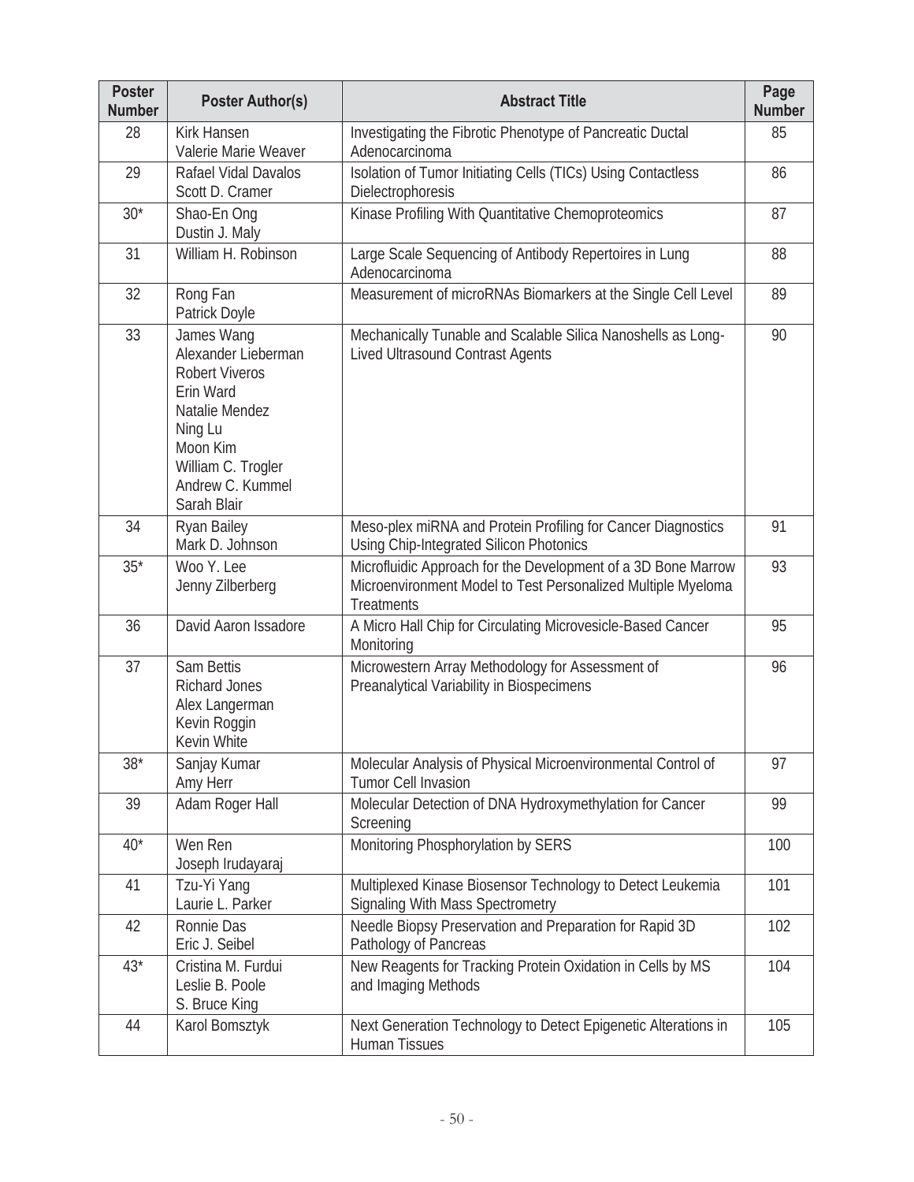| Poster Number | Poster Author(s) | Abstract Title | Page Number |
|---|---|---|---|
| 28 | Kirk Hansen<br>Valerie Marie Weaver | Investigating the Fibrotic Phenotype of Pancreatic Ductal Adenocarcinoma | 85 |
| 29 | Rafael Vidal Davalos<br>Scott D. Cramer | Isolation of Tumor Initiating Cells (TICs) Using Contactless Dielectrophoresis | 86 |
| 30* | Shao-En Ong<br>Dustin J. Maly | Kinase Profiling With Quantitative Chemoproteomics | 87 |
| 31 | William H. Robinson | Large Scale Sequencing of Antibody Repertoires in Lung Adenocarcinoma | 88 |
| 32 | Rong Fan<br>Patrick Doyle | Measurement of microRNAs Biomarkers at the Single Cell Level | 89 |
| 33 | James Wang<br>Alexander Lieberman<br>Robert Viveros<br>Erin Ward<br>Natalie Mendez<br>Ning Lu<br>Moon Kim<br>William C. Trogler<br>Andrew C. Kummel<br>Sarah Blair | Mechanically Tunable and Scalable Silica Nanoshells as Long-Lived Ultrasound Contrast Agents | 90 |
| 34 | Ryan Bailey<br>Mark D. Johnson | Meso-plex miRNA and Protein Profiling for Cancer Diagnostics Using Chip-Integrated Silicon Photonics | 91 |
| 35* | Woo Y. Lee<br>Jenny Zilberberg | Microfluidic Approach for the Development of a 3D Bone Marrow Microenvironment Model to Test Personalized Multiple Myeloma Treatments | 93 |
| 36 | David Aaron Issadore | A Micro Hall Chip for Circulating Microvesicle-Based Cancer Monitoring | 95 |
| 37 | Sam Bettis<br>Richard Jones<br>Alex Langerman<br>Kevin Roggin<br>Kevin White | Microwestern Array Methodology for Assessment of Preanalytical Variability in Biospecimens | 96 |
| 38* | Sanjay Kumar<br>Amy Herr | Molecular Analysis of Physical Microenvironmental Control of Tumor Cell Invasion | 97 |
| 39 | Adam Roger Hall | Molecular Detection of DNA Hydroxymethylation for Cancer Screening | 99 |
| 40* | Wen Ren<br>Joseph Irudayaraj | Monitoring Phosphorylation by SERS | 100 |
| 41 | Tzu-Yi Yang<br>Laurie L. Parker | Multiplexed Kinase Biosensor Technology to Detect Leukemia Signaling With Mass Spectrometry | 101 |
| 42 | Ronnie Das<br>Eric J. Seibel | Needle Biopsy Preservation and Preparation for Rapid 3D Pathology of Pancreas | 102 |
| 43* | Cristina M. Furdui<br>Leslie B. Poole<br>S. Bruce King | New Reagents for Tracking Protein Oxidation in Cells by MS and Imaging Methods | 104 |
| 44 | Karol Bomsztyk | Next Generation Technology to Detect Epigenetic Alterations in Human Tissues | 105 |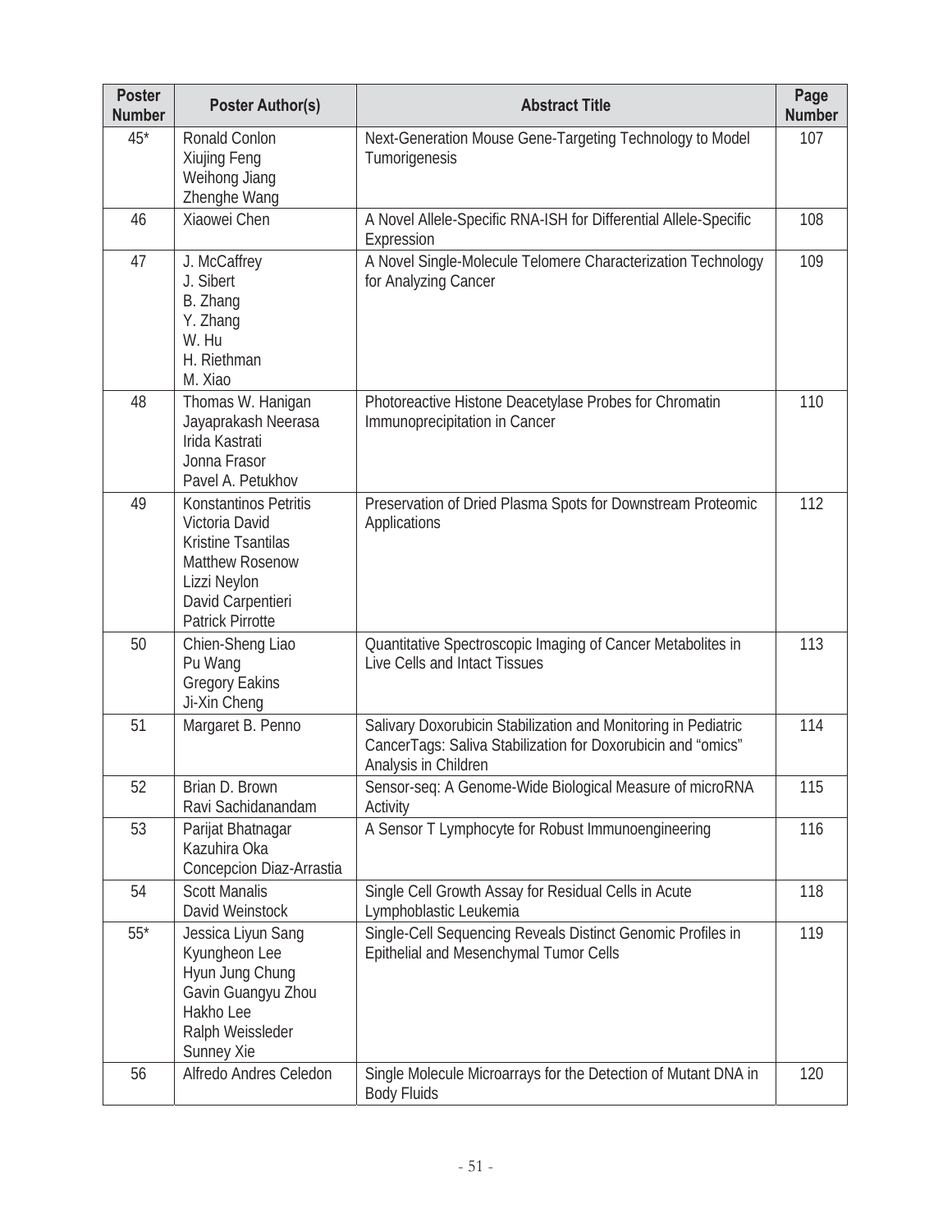| Poster Number | Poster Author(s) | Abstract Title | Page Number |
|---|---|---|---|
| 45* | Ronald Conlon<br>Xiujing Feng<br>Weihong Jiang<br>Zhenghe Wang | Next-Generation Mouse Gene-Targeting Technology to Model Tumorigenesis | 107 |
| 46 | Xiaowei Chen | A Novel Allele-Specific RNA-ISH for Differential Allele-Specific Expression | 108 |
| 47 | J. McCaffrey<br>J. Sibert<br>B. Zhang<br>Y. Zhang<br>W. Hu<br>H. Riethman<br>M. Xiao | A Novel Single-Molecule Telomere Characterization Technology for Analyzing Cancer | 109 |
| 48 | Thomas W. Hanigan<br>Jayaprakash Neerasa<br>Irida Kastrati<br>Jonna Frasor<br>Pavel A. Petukhov | Photoreactive Histone Deacetylase Probes for Chromatin Immunoprecipitation in Cancer | 110 |
| 49 | Konstantinos Petritis<br>Victoria David<br>Kristine Tsantilas<br>Matthew Rosenow<br>Lizzi Neylon<br>David Carpentieri<br>Patrick Pirrotte | Preservation of Dried Plasma Spots for Downstream Proteomic Applications | 112 |
| 50 | Chien-Sheng Liao<br>Pu Wang<br>Gregory Eakins<br>Ji-Xin Cheng | Quantitative Spectroscopic Imaging of Cancer Metabolites in Live Cells and Intact Tissues | 113 |
| 51 | Margaret B. Penno | Salivary Doxorubicin Stabilization and Monitoring in Pediatric CancerTags: Saliva Stabilization for Doxorubicin and "omics" Analysis in Children | 114 |
| 52 | Brian D. Brown<br>Ravi Sachidanandam | Sensor-seq: A Genome-Wide Biological Measure of microRNA Activity | 115 |
| 53 | Parijat Bhatnagar<br>Kazuhira Oka<br>Concepcion Diaz-Arrastia | A Sensor T Lymphocyte for Robust Immunoengineering | 116 |
| 54 | Scott Manalis<br>David Weinstock | Single Cell Growth Assay for Residual Cells in Acute Lymphoblastic Leukemia | 118 |
| 55* | Jessica Liyun Sang<br>Kyungheon Lee<br>Hyun Jung Chung<br>Gavin Guangyu Zhou<br>Hakho Lee<br>Ralph Weissleder<br>Sunney Xie | Single-Cell Sequencing Reveals Distinct Genomic Profiles in Epithelial and Mesenchymal Tumor Cells | 119 |
| 56 | Alfredo Andres Celedon | Single Molecule Microarrays for the Detection of Mutant DNA in Body Fluids | 120 |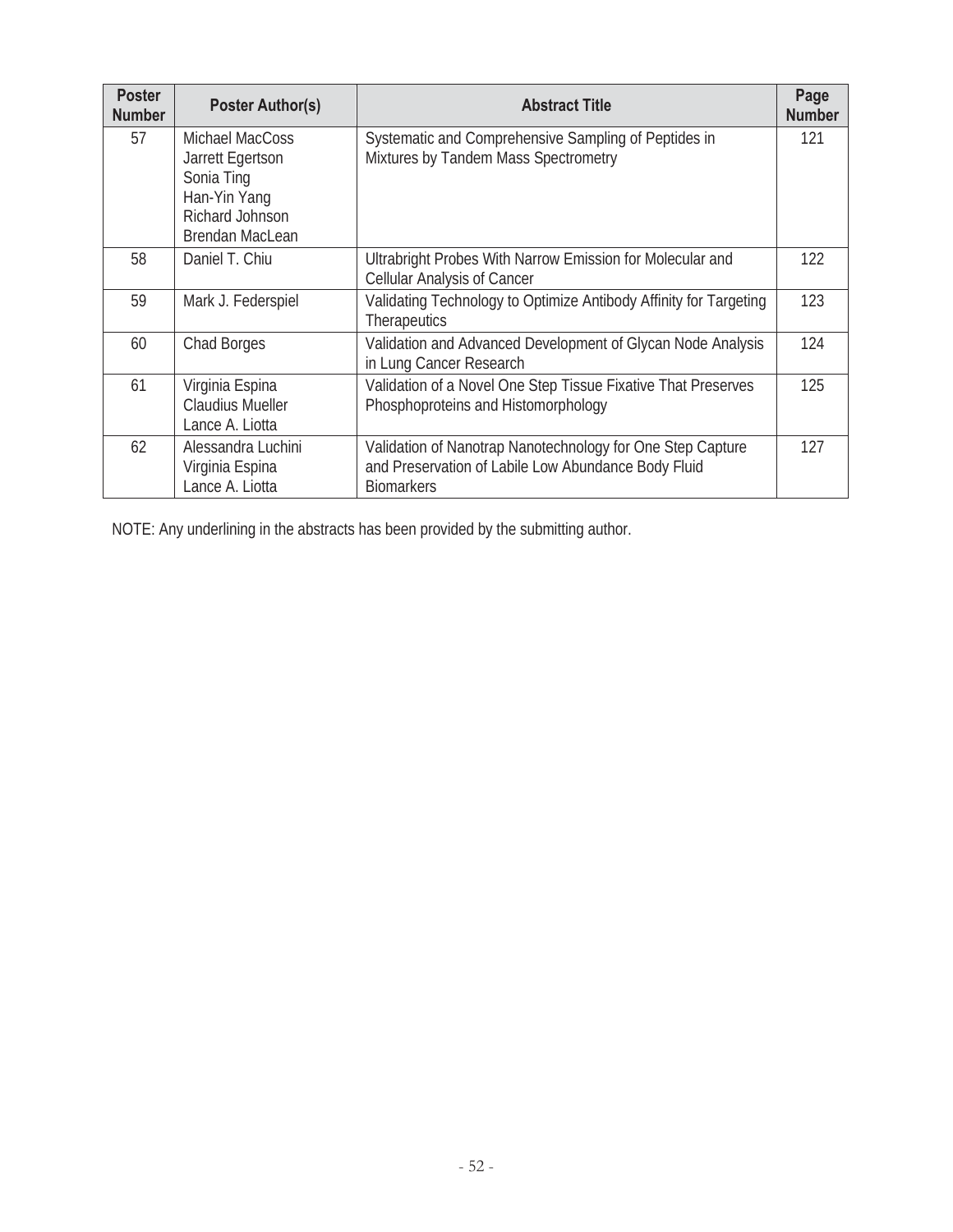| Poster Number | Poster Author(s) | Abstract Title | Page Number |
|---|---|---|---|
| 57 | Michael MacCoss<br>Jarrett Egertson<br>Sonia Ting<br>Han-Yin Yang<br>Richard Johnson<br>Brendan MacLean | Systematic and Comprehensive Sampling of Peptides in Mixtures by Tandem Mass Spectrometry | 121 |
| 58 | Daniel T. Chiu | Ultrabright Probes With Narrow Emission for Molecular and Cellular Analysis of Cancer | 122 |
| 59 | Mark J. Federspiel | Validating Technology to Optimize Antibody Affinity for Targeting Therapeutics | 123 |
| 60 | Chad Borges | Validation and Advanced Development of Glycan Node Analysis in Lung Cancer Research | 124 |
| 61 | Virginia Espina<br>Claudius Mueller<br>Lance A. Liotta | Validation of a Novel One Step Tissue Fixative That Preserves Phosphoproteins and Histomorphology | 125 |
| 62 | Alessandra Luchini<br>Virginia Espina<br>Lance A. Liotta | Validation of Nanotrap Nanotechnology for One Step Capture and Preservation of Labile Low Abundance Body Fluid Biomarkers | 127 |

NOTE: Any underlining in the abstracts has been provided by the submitting author.